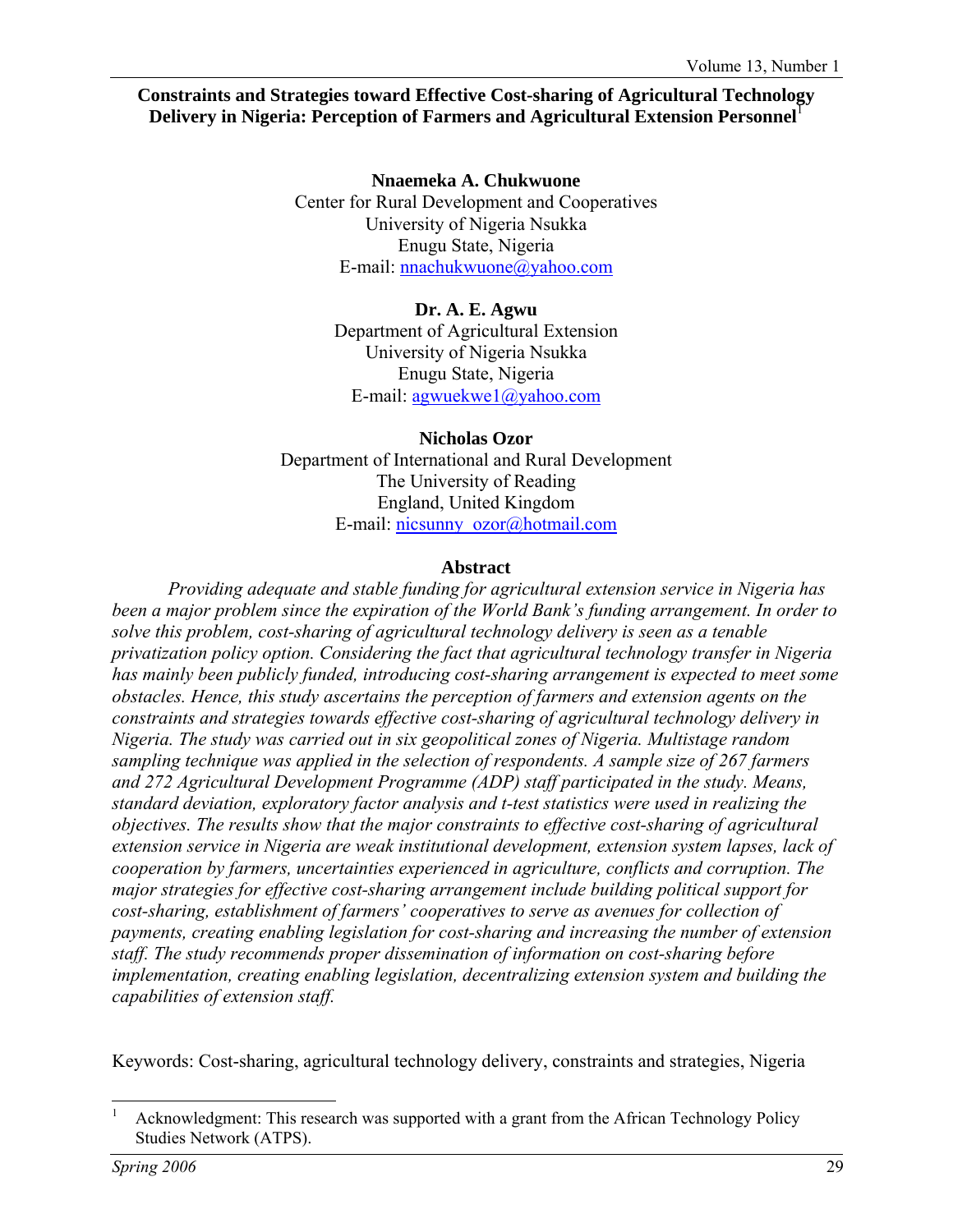# Constraints and Strategies toward Effective Cost-sharing of Agricultural Technology Delivery in Nigeria: Perception of Farmers and Agricultural Extension Personnel[1]

**Nnaemeka A. Chukwuone**
Center for Rural Development and Cooperatives
University of Nigeria Nsukka
Enugu State, Nigeria
E-mail: nnachukwuone@yahoo.com

**Dr. A. E. Agwu**
Department of Agricultural Extension
University of Nigeria Nsukka
Enugu State, Nigeria
E-mail: agwuekwe1@yahoo.com

**Nicholas Ozor**
Department of International and Rural Development
The University of Reading
England, United Kingdom
E-mail: nicsunny_ozor@hotmail.com

## Abstract

*Providing adequate and stable funding for agricultural extension service in Nigeria has been a major problem since the expiration of the World Bank's funding arrangement. In order to solve this problem, cost-sharing of agricultural technology delivery is seen as a tenable privatization policy option. Considering the fact that agricultural technology transfer in Nigeria has mainly been publicly funded, introducing cost-sharing arrangement is expected to meet some obstacles. Hence, this study ascertains the perception of farmers and extension agents on the constraints and strategies towards effective cost-sharing of agricultural technology delivery in Nigeria. The study was carried out in six geopolitical zones of Nigeria. Multistage random sampling technique was applied in the selection of respondents. A sample size of 267 farmers and 272 Agricultural Development Programme (ADP) staff participated in the study. Means, standard deviation, exploratory factor analysis and t-test statistics were used in realizing the objectives. The results show that the major constraints to effective cost-sharing of agricultural extension service in Nigeria are weak institutional development, extension system lapses, lack of cooperation by farmers, uncertainties experienced in agriculture, conflicts and corruption. The major strategies for effective cost-sharing arrangement include building political support for cost-sharing, establishment of farmers' cooperatives to serve as avenues for collection of payments, creating enabling legislation for cost-sharing and increasing the number of extension staff. The study recommends proper dissemination of information on cost-sharing before implementation, creating enabling legislation, decentralizing extension system and building the capabilities of extension staff.*

Keywords: Cost-sharing, agricultural technology delivery, constraints and strategies, Nigeria

---

[1] Acknowledgment: This research was supported with a grant from the African Technology Policy Studies Network (ATPS).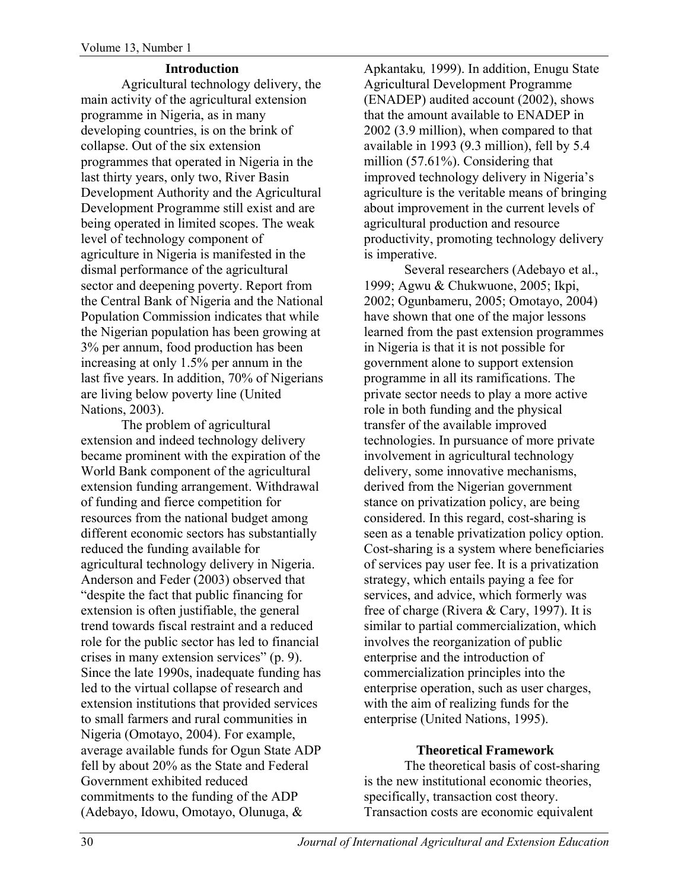## Introduction

Agricultural technology delivery, the main activity of the agricultural extension programme in Nigeria, as in many developing countries, is on the brink of collapse. Out of the six extension programmes that operated in Nigeria in the last thirty years, only two, River Basin Development Authority and the Agricultural Development Programme still exist and are being operated in limited scopes. The weak level of technology component of agriculture in Nigeria is manifested in the dismal performance of the agricultural sector and deepening poverty. Report from the Central Bank of Nigeria and the National Population Commission indicates that while the Nigerian population has been growing at 3% per annum, food production has been increasing at only 1.5% per annum in the last five years. In addition, 70% of Nigerians are living below poverty line (United Nations, 2003).

The problem of agricultural extension and indeed technology delivery became prominent with the expiration of the World Bank component of the agricultural extension funding arrangement. Withdrawal of funding and fierce competition for resources from the national budget among different economic sectors has substantially reduced the funding available for agricultural technology delivery in Nigeria. Anderson and Feder (2003) observed that "despite the fact that public financing for extension is often justifiable, the general trend towards fiscal restraint and a reduced role for the public sector has led to financial crises in many extension services" (p. 9). Since the late 1990s, inadequate funding has led to the virtual collapse of research and extension institutions that provided services to small farmers and rural communities in Nigeria (Omotayo, 2004). For example, average available funds for Ogun State ADP fell by about 20% as the State and Federal Government exhibited reduced commitments to the funding of the ADP (Adebayo, Idowu, Omotayo, Olunuga, & Apkantaku*,* 1999). In addition, Enugu State Agricultural Development Programme (ENADEP) audited account (2002), shows that the amount available to ENADEP in 2002 (3.9 million), when compared to that available in 1993 (9.3 million), fell by 5.4 million (57.61%). Considering that improved technology delivery in Nigeria's agriculture is the veritable means of bringing about improvement in the current levels of agricultural production and resource productivity, promoting technology delivery is imperative.

Several researchers (Adebayo et al., 1999; Agwu & Chukwuone, 2005; Ikpi, 2002; Ogunbameru, 2005; Omotayo, 2004) have shown that one of the major lessons learned from the past extension programmes in Nigeria is that it is not possible for government alone to support extension programme in all its ramifications. The private sector needs to play a more active role in both funding and the physical transfer of the available improved technologies. In pursuance of more private involvement in agricultural technology delivery, some innovative mechanisms, derived from the Nigerian government stance on privatization policy, are being considered. In this regard, cost-sharing is seen as a tenable privatization policy option. Cost-sharing is a system where beneficiaries of services pay user fee. It is a privatization strategy, which entails paying a fee for services, and advice, which formerly was free of charge (Rivera & Cary, 1997). It is similar to partial commercialization, which involves the reorganization of public enterprise and the introduction of commercialization principles into the enterprise operation, such as user charges, with the aim of realizing funds for the enterprise (United Nations, 1995).

## Theoretical Framework

The theoretical basis of cost-sharing is the new institutional economic theories, specifically, transaction cost theory. Transaction costs are economic equivalent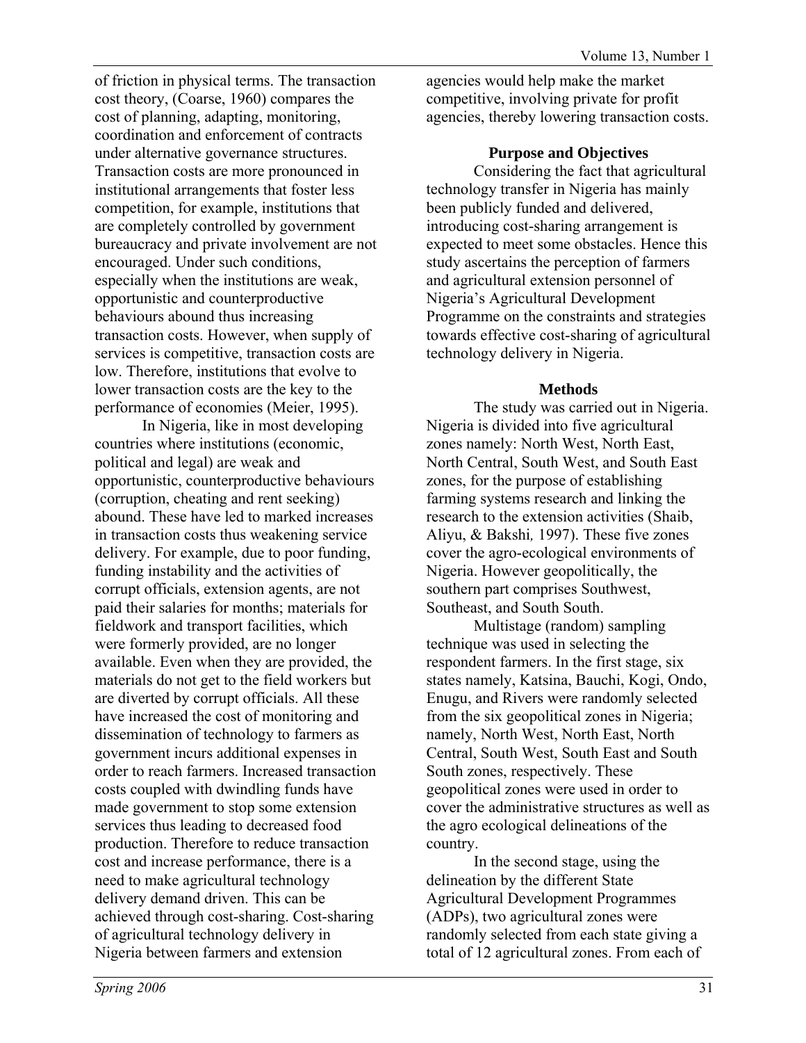of friction in physical terms. The transaction cost theory, (Coarse, 1960) compares the cost of planning, adapting, monitoring, coordination and enforcement of contracts under alternative governance structures. Transaction costs are more pronounced in institutional arrangements that foster less competition, for example, institutions that are completely controlled by government bureaucracy and private involvement are not encouraged. Under such conditions, especially when the institutions are weak, opportunistic and counterproductive behaviours abound thus increasing transaction costs. However, when supply of services is competitive, transaction costs are low. Therefore, institutions that evolve to lower transaction costs are the key to the performance of economies (Meier, 1995).

In Nigeria, like in most developing countries where institutions (economic, political and legal) are weak and opportunistic, counterproductive behaviours (corruption, cheating and rent seeking) abound. These have led to marked increases in transaction costs thus weakening service delivery. For example, due to poor funding, funding instability and the activities of corrupt officials, extension agents, are not paid their salaries for months; materials for fieldwork and transport facilities, which were formerly provided, are no longer available. Even when they are provided, the materials do not get to the field workers but are diverted by corrupt officials. All these have increased the cost of monitoring and dissemination of technology to farmers as government incurs additional expenses in order to reach farmers. Increased transaction costs coupled with dwindling funds have made government to stop some extension services thus leading to decreased food production. Therefore to reduce transaction cost and increase performance, there is a need to make agricultural technology delivery demand driven. This can be achieved through cost-sharing. Cost-sharing of agricultural technology delivery in Nigeria between farmers and extension agencies would help make the market competitive, involving private for profit agencies, thereby lowering transaction costs.

## Purpose and Objectives

Considering the fact that agricultural technology transfer in Nigeria has mainly been publicly funded and delivered, introducing cost-sharing arrangement is expected to meet some obstacles. Hence this study ascertains the perception of farmers and agricultural extension personnel of Nigeria's Agricultural Development Programme on the constraints and strategies towards effective cost-sharing of agricultural technology delivery in Nigeria.

## Methods

The study was carried out in Nigeria. Nigeria is divided into five agricultural zones namely: North West, North East, North Central, South West, and South East zones, for the purpose of establishing farming systems research and linking the research to the extension activities (Shaib, Aliyu, & Bakshi, 1997). These five zones cover the agro-ecological environments of Nigeria. However geopolitically, the southern part comprises Southwest, Southeast, and South South.

Multistage (random) sampling technique was used in selecting the respondent farmers. In the first stage, six states namely, Katsina, Bauchi, Kogi, Ondo, Enugu, and Rivers were randomly selected from the six geopolitical zones in Nigeria; namely, North West, North East, North Central, South West, South East and South South zones, respectively. These geopolitical zones were used in order to cover the administrative structures as well as the agro ecological delineations of the country.

In the second stage, using the delineation by the different State Agricultural Development Programmes (ADPs), two agricultural zones were randomly selected from each state giving a total of 12 agricultural zones. From each of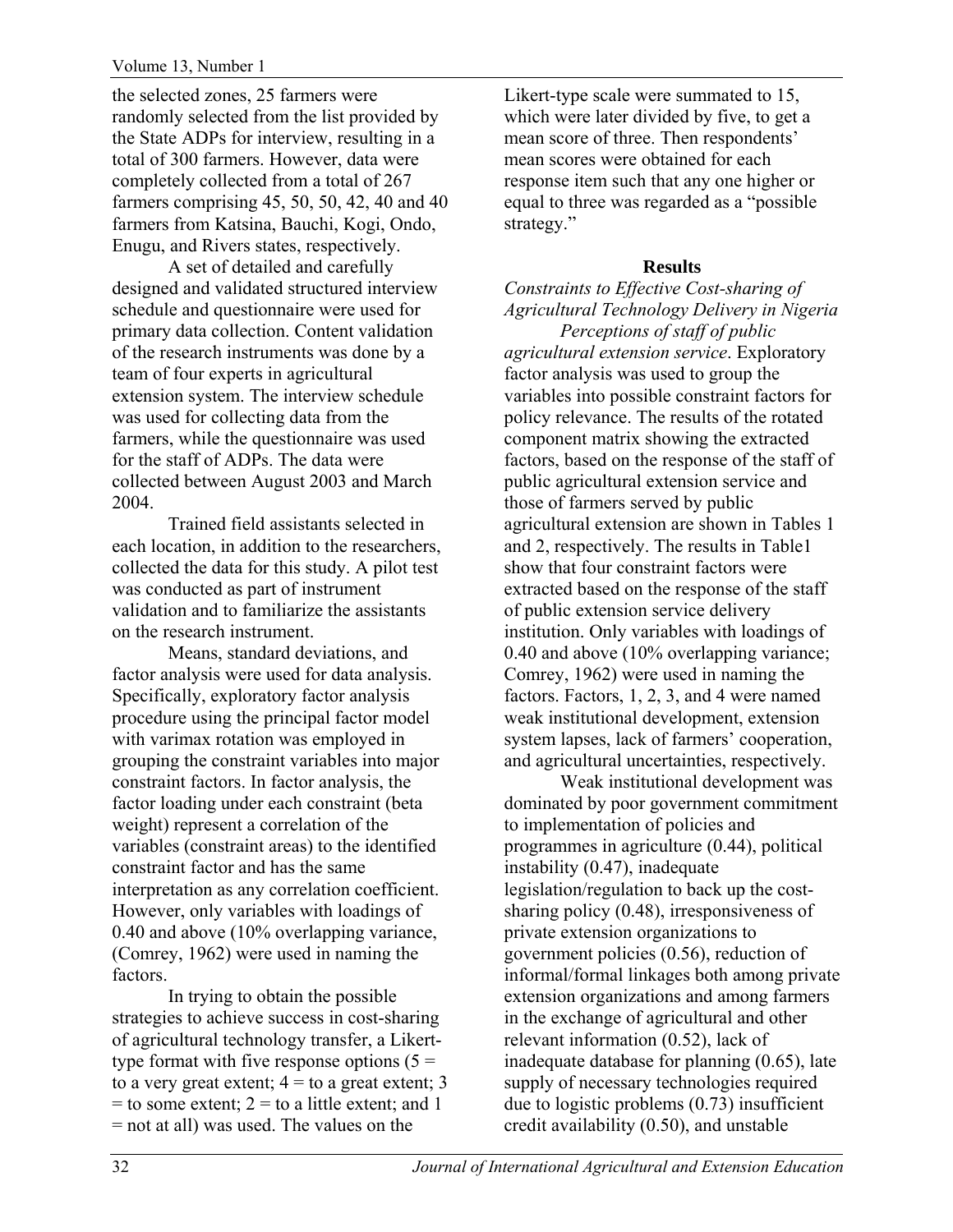the selected zones, 25 farmers were randomly selected from the list provided by the State ADPs for interview, resulting in a total of 300 farmers. However, data were completely collected from a total of 267 farmers comprising 45, 50, 50, 42, 40 and 40 farmers from Katsina, Bauchi, Kogi, Ondo, Enugu, and Rivers states, respectively.

A set of detailed and carefully designed and validated structured interview schedule and questionnaire were used for primary data collection. Content validation of the research instruments was done by a team of four experts in agricultural extension system. The interview schedule was used for collecting data from the farmers, while the questionnaire was used for the staff of ADPs. The data were collected between August 2003 and March 2004.

Trained field assistants selected in each location, in addition to the researchers, collected the data for this study. A pilot test was conducted as part of instrument validation and to familiarize the assistants on the research instrument.

Means, standard deviations, and factor analysis were used for data analysis. Specifically, exploratory factor analysis procedure using the principal factor model with varimax rotation was employed in grouping the constraint variables into major constraint factors. In factor analysis, the factor loading under each constraint (beta weight) represent a correlation of the variables (constraint areas) to the identified constraint factor and has the same interpretation as any correlation coefficient. However, only variables with loadings of 0.40 and above (10% overlapping variance, (Comrey, 1962) were used in naming the factors.

In trying to obtain the possible strategies to achieve success in cost-sharing of agricultural technology transfer, a Likert-type format with five response options (5 = to a very great extent; 4 = to a great extent; 3 = to some extent; 2 = to a little extent; and 1 = not at all) was used. The values on the Likert-type scale were summated to 15, which were later divided by five, to get a mean score of three. Then respondents' mean scores were obtained for each response item such that any one higher or equal to three was regarded as a "possible strategy."

## Results

*Constraints to Effective Cost-sharing of Agricultural Technology Delivery in Nigeria*

*Perceptions of staff of public agricultural extension service*. Exploratory factor analysis was used to group the variables into possible constraint factors for policy relevance. The results of the rotated component matrix showing the extracted factors, based on the response of the staff of public agricultural extension service and those of farmers served by public agricultural extension are shown in Tables 1 and 2, respectively. The results in Table1 show that four constraint factors were extracted based on the response of the staff of public extension service delivery institution. Only variables with loadings of 0.40 and above (10% overlapping variance; Comrey, 1962) were used in naming the factors. Factors, 1, 2, 3, and 4 were named weak institutional development, extension system lapses, lack of farmers' cooperation, and agricultural uncertainties, respectively.

Weak institutional development was dominated by poor government commitment to implementation of policies and programmes in agriculture (0.44), political instability (0.47), inadequate legislation/regulation to back up the cost-sharing policy (0.48), irresponsiveness of private extension organizations to government policies (0.56), reduction of informal/formal linkages both among private extension organizations and among farmers in the exchange of agricultural and other relevant information (0.52), lack of inadequate database for planning (0.65), late supply of necessary technologies required due to logistic problems (0.73) insufficient credit availability (0.50), and unstable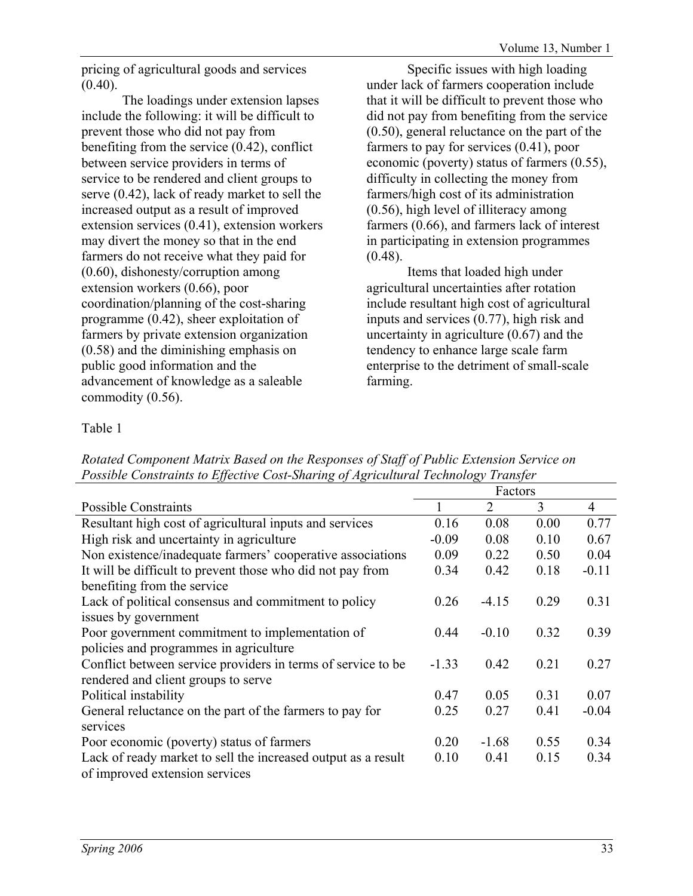pricing of agricultural goods and services (0.40).

The loadings under extension lapses include the following: it will be difficult to prevent those who did not pay from benefiting from the service (0.42), conflict between service providers in terms of service to be rendered and client groups to serve (0.42), lack of ready market to sell the increased output as a result of improved extension services (0.41), extension workers may divert the money so that in the end farmers do not receive what they paid for (0.60), dishonesty/corruption among extension workers (0.66), poor coordination/planning of the cost-sharing programme (0.42), sheer exploitation of farmers by private extension organization (0.58) and the diminishing emphasis on public good information and the advancement of knowledge as a saleable commodity (0.56).

Specific issues with high loading under lack of farmers cooperation include that it will be difficult to prevent those who did not pay from benefiting from the service (0.50), general reluctance on the part of the farmers to pay for services (0.41), poor economic (poverty) status of farmers (0.55), difficulty in collecting the money from farmers/high cost of its administration (0.56), high level of illiteracy among farmers (0.66), and farmers lack of interest in participating in extension programmes (0.48).

Items that loaded high under agricultural uncertainties after rotation include resultant high cost of agricultural inputs and services (0.77), high risk and uncertainty in agriculture (0.67) and the tendency to enhance large scale farm enterprise to the detriment of small-scale farming.

Table 1

*Rotated Component Matrix Based on the Responses of Staff of Public Extension Service on Possible Constraints to Effective Cost-Sharing of Agricultural Technology Transfer*

| | Factors | | | |
|---|---|---|---|---|
| Possible Constraints | 1 | 2 | 3 | 4 |
| Resultant high cost of agricultural inputs and services | 0.16 | 0.08 | 0.00 | 0.77 |
| High risk and uncertainty in agriculture | -0.09 | 0.08 | 0.10 | 0.67 |
| Non existence/inadequate farmers' cooperative associations | 0.09 | 0.22 | 0.50 | 0.04 |
| It will be difficult to prevent those who did not pay from benefiting from the service | 0.34 | 0.42 | 0.18 | -0.11 |
| Lack of political consensus and commitment to policy issues by government | 0.26 | -4.15 | 0.29 | 0.31 |
| Poor government commitment to implementation of policies and programmes in agriculture | 0.44 | -0.10 | 0.32 | 0.39 |
| Conflict between service providers in terms of service to be rendered and client groups to serve | -1.33 | 0.42 | 0.21 | 0.27 |
| Political instability | 0.47 | 0.05 | 0.31 | 0.07 |
| General reluctance on the part of the farmers to pay for services | 0.25 | 0.27 | 0.41 | -0.04 |
| Poor economic (poverty) status of farmers | 0.20 | -1.68 | 0.55 | 0.34 |
| Lack of ready market to sell the increased output as a result of improved extension services | 0.10 | 0.41 | 0.15 | 0.34 |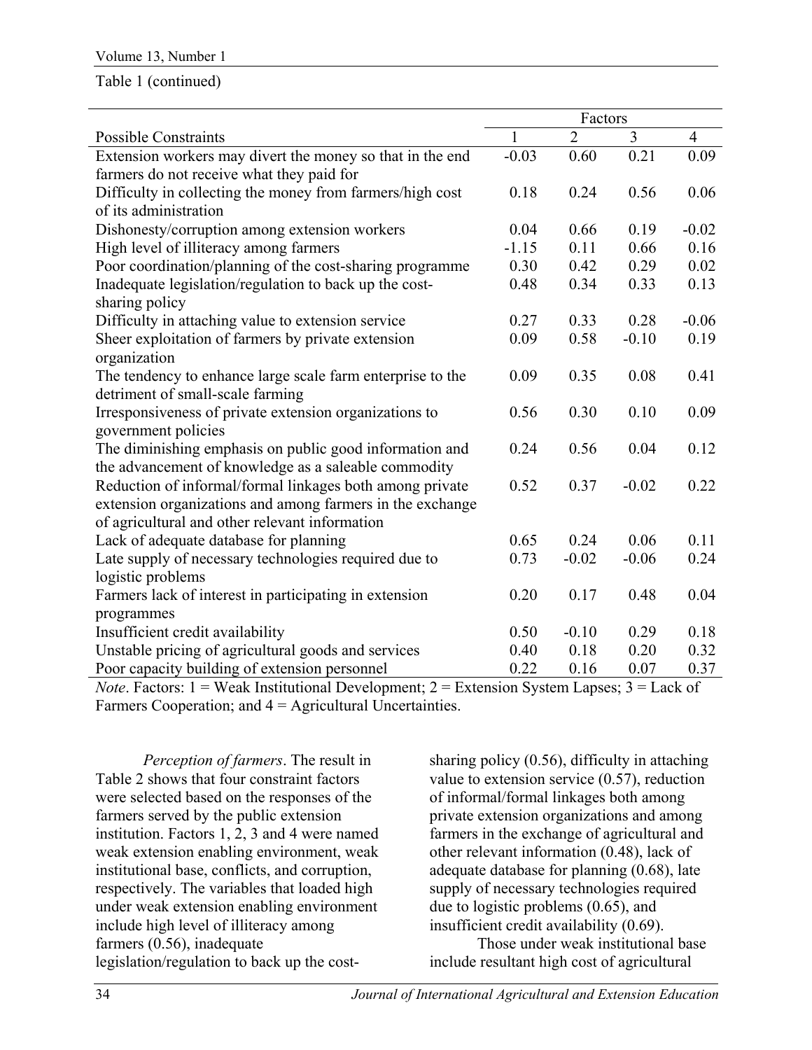Table 1 (continued)

| Possible Constraints | Factors | | | |
|---|---|---|---|---|
| | 1 | 2 | 3 | 4 |
| Extension workers may divert the money so that in the end farmers do not receive what they paid for | -0.03 | 0.60 | 0.21 | 0.09 |
| Difficulty in collecting the money from farmers/high cost of its administration | 0.18 | 0.24 | 0.56 | 0.06 |
| Dishonesty/corruption among extension workers | 0.04 | 0.66 | 0.19 | -0.02 |
| High level of illiteracy among farmers | -1.15 | 0.11 | 0.66 | 0.16 |
| Poor coordination/planning of the cost-sharing programme | 0.30 | 0.42 | 0.29 | 0.02 |
| Inadequate legislation/regulation to back up the cost-sharing policy | 0.48 | 0.34 | 0.33 | 0.13 |
| Difficulty in attaching value to extension service | 0.27 | 0.33 | 0.28 | -0.06 |
| Sheer exploitation of farmers by private extension organization | 0.09 | 0.58 | -0.10 | 0.19 |
| The tendency to enhance large scale farm enterprise to the detriment of small-scale farming | 0.09 | 0.35 | 0.08 | 0.41 |
| Irresponsiveness of private extension organizations to government policies | 0.56 | 0.30 | 0.10 | 0.09 |
| The diminishing emphasis on public good information and the advancement of knowledge as a saleable commodity | 0.24 | 0.56 | 0.04 | 0.12 |
| Reduction of informal/formal linkages both among private extension organizations and among farmers in the exchange of agricultural and other relevant information | 0.52 | 0.37 | -0.02 | 0.22 |
| Lack of adequate database for planning | 0.65 | 0.24 | 0.06 | 0.11 |
| Late supply of necessary technologies required due to logistic problems | 0.73 | -0.02 | -0.06 | 0.24 |
| Farmers lack of interest in participating in extension programmes | 0.20 | 0.17 | 0.48 | 0.04 |
| Insufficient credit availability | 0.50 | -0.10 | 0.29 | 0.18 |
| Unstable pricing of agricultural goods and services | 0.40 | 0.18 | 0.20 | 0.32 |
| Poor capacity building of extension personnel | 0.22 | 0.16 | 0.07 | 0.37 |

*Note*. Factors: 1 = Weak Institutional Development; 2 = Extension System Lapses; 3 = Lack of Farmers Cooperation; and 4 = Agricultural Uncertainties.

*Perception of farmers*. The result in Table 2 shows that four constraint factors were selected based on the responses of the farmers served by the public extension institution. Factors 1, 2, 3 and 4 were named weak extension enabling environment, weak institutional base, conflicts, and corruption, respectively. The variables that loaded high under weak extension enabling environment include high level of illiteracy among farmers (0.56), inadequate legislation/regulation to back up the cost-sharing policy (0.56), difficulty in attaching value to extension service (0.57), reduction of informal/formal linkages both among private extension organizations and among farmers in the exchange of agricultural and other relevant information (0.48), lack of adequate database for planning (0.68), late supply of necessary technologies required due to logistic problems (0.65), and insufficient credit availability (0.69).

Those under weak institutional base include resultant high cost of agricultural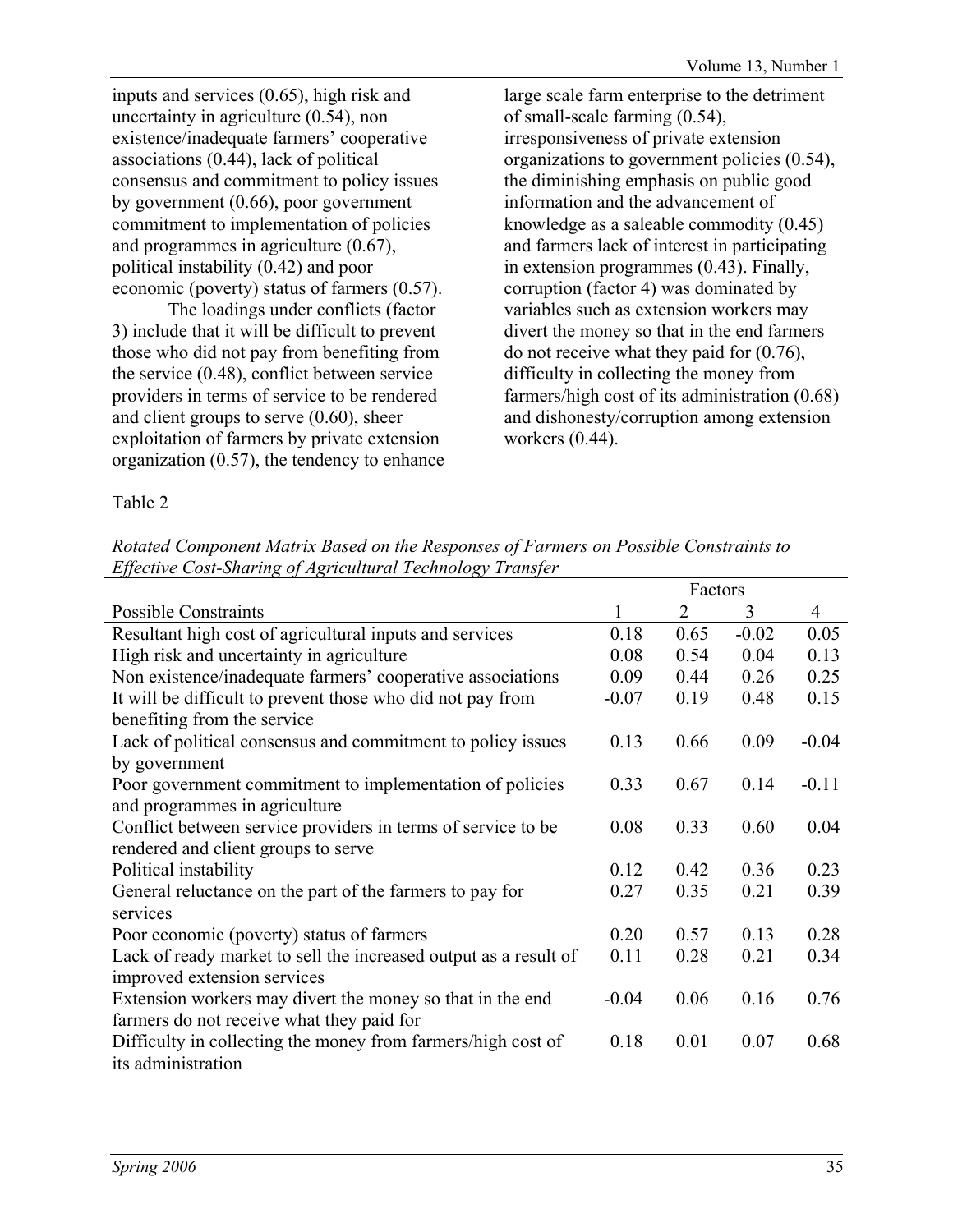inputs and services (0.65), high risk and uncertainty in agriculture (0.54), non existence/inadequate farmers' cooperative associations (0.44), lack of political consensus and commitment to policy issues by government (0.66), poor government commitment to implementation of policies and programmes in agriculture (0.67), political instability (0.42) and poor economic (poverty) status of farmers (0.57).

The loadings under conflicts (factor 3) include that it will be difficult to prevent those who did not pay from benefiting from the service (0.48), conflict between service providers in terms of service to be rendered and client groups to serve (0.60), sheer exploitation of farmers by private extension organization (0.57), the tendency to enhance large scale farm enterprise to the detriment of small-scale farming (0.54), irresponsiveness of private extension organizations to government policies (0.54), the diminishing emphasis on public good information and the advancement of knowledge as a saleable commodity (0.45) and farmers lack of interest in participating in extension programmes (0.43). Finally, corruption (factor 4) was dominated by variables such as extension workers may divert the money so that in the end farmers do not receive what they paid for (0.76), difficulty in collecting the money from farmers/high cost of its administration (0.68) and dishonesty/corruption among extension workers (0.44).

Table 2

*Rotated Component Matrix Based on the Responses of Farmers on Possible Constraints to Effective Cost-Sharing of Agricultural Technology Transfer*

| | Factors | | | |
|---|---|---|---|---|
| Possible Constraints | 1 | 2 | 3 | 4 |
| Resultant high cost of agricultural inputs and services | 0.18 | 0.65 | -0.02 | 0.05 |
| High risk and uncertainty in agriculture | 0.08 | 0.54 | 0.04 | 0.13 |
| Non existence/inadequate farmers' cooperative associations | 0.09 | 0.44 | 0.26 | 0.25 |
| It will be difficult to prevent those who did not pay from benefiting from the service | -0.07 | 0.19 | 0.48 | 0.15 |
| Lack of political consensus and commitment to policy issues by government | 0.13 | 0.66 | 0.09 | -0.04 |
| Poor government commitment to implementation of policies and programmes in agriculture | 0.33 | 0.67 | 0.14 | -0.11 |
| Conflict between service providers in terms of service to be rendered and client groups to serve | 0.08 | 0.33 | 0.60 | 0.04 |
| Political instability | 0.12 | 0.42 | 0.36 | 0.23 |
| General reluctance on the part of the farmers to pay for services | 0.27 | 0.35 | 0.21 | 0.39 |
| Poor economic (poverty) status of farmers | 0.20 | 0.57 | 0.13 | 0.28 |
| Lack of ready market to sell the increased output as a result of improved extension services | 0.11 | 0.28 | 0.21 | 0.34 |
| Extension workers may divert the money so that in the end farmers do not receive what they paid for | -0.04 | 0.06 | 0.16 | 0.76 |
| Difficulty in collecting the money from farmers/high cost of its administration | 0.18 | 0.01 | 0.07 | 0.68 |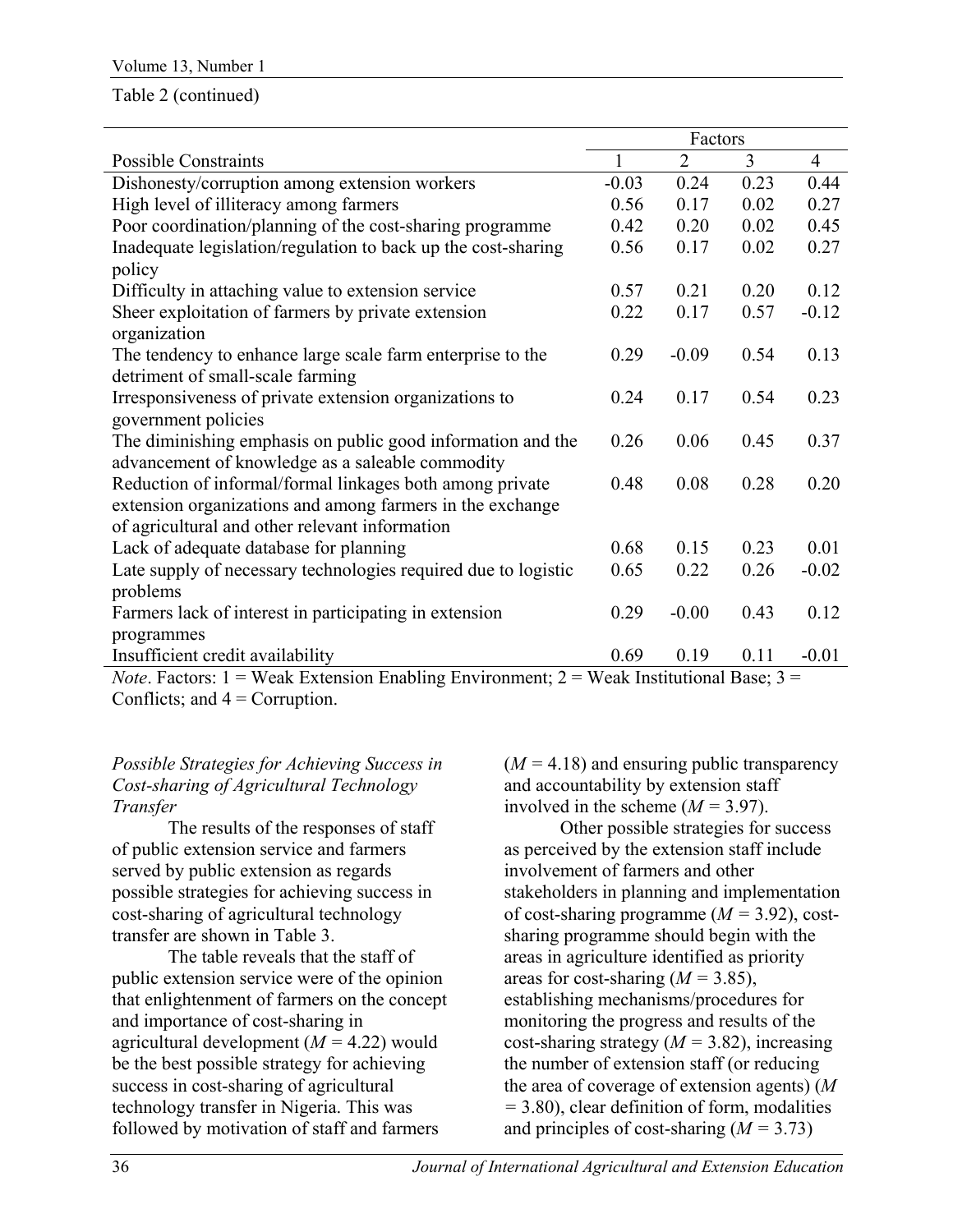Table 2 (continued)

| Possible Constraints | Factors | | | |
|---|---|---|---|---|
| | 1 | 2 | 3 | 4 |
| Dishonesty/corruption among extension workers | -0.03 | 0.24 | 0.23 | 0.44 |
| High level of illiteracy among farmers | 0.56 | 0.17 | 0.02 | 0.27 |
| Poor coordination/planning of the cost-sharing programme | 0.42 | 0.20 | 0.02 | 0.45 |
| Inadequate legislation/regulation to back up the cost-sharing policy | 0.56 | 0.17 | 0.02 | 0.27 |
| Difficulty in attaching value to extension service | 0.57 | 0.21 | 0.20 | 0.12 |
| Sheer exploitation of farmers by private extension organization | 0.22 | 0.17 | 0.57 | -0.12 |
| The tendency to enhance large scale farm enterprise to the detriment of small-scale farming | 0.29 | -0.09 | 0.54 | 0.13 |
| Irresponsiveness of private extension organizations to government policies | 0.24 | 0.17 | 0.54 | 0.23 |
| The diminishing emphasis on public good information and the advancement of knowledge as a saleable commodity | 0.26 | 0.06 | 0.45 | 0.37 |
| Reduction of informal/formal linkages both among private extension organizations and among farmers in the exchange of agricultural and other relevant information | 0.48 | 0.08 | 0.28 | 0.20 |
| Lack of adequate database for planning | 0.68 | 0.15 | 0.23 | 0.01 |
| Late supply of necessary technologies required due to logistic problems | 0.65 | 0.22 | 0.26 | -0.02 |
| Farmers lack of interest in participating in extension programmes | 0.29 | -0.00 | 0.43 | 0.12 |
| Insufficient credit availability | 0.69 | 0.19 | 0.11 | -0.01 |

*Note*. Factors: 1 = Weak Extension Enabling Environment; 2 = Weak Institutional Base; 3 = Conflicts; and 4 = Corruption.

*Possible Strategies for Achieving Success in Cost-sharing of Agricultural Technology Transfer*

The results of the responses of staff of public extension service and farmers served by public extension as regards possible strategies for achieving success in cost-sharing of agricultural technology transfer are shown in Table 3.

The table reveals that the staff of public extension service were of the opinion that enlightenment of farmers on the concept and importance of cost-sharing in agricultural development ($M$ = 4.22) would be the best possible strategy for achieving success in cost-sharing of agricultural technology transfer in Nigeria. This was followed by motivation of staff and farmers ($M$ = 4.18) and ensuring public transparency and accountability by extension staff involved in the scheme ($M$ = 3.97).

Other possible strategies for success as perceived by the extension staff include involvement of farmers and other stakeholders in planning and implementation of cost-sharing programme ($M$ = 3.92), cost-sharing programme should begin with the areas in agriculture identified as priority areas for cost-sharing ($M$ = 3.85), establishing mechanisms/procedures for monitoring the progress and results of the cost-sharing strategy ($M$ = 3.82), increasing the number of extension staff (or reducing the area of coverage of extension agents) ($M$ = 3.80), clear definition of form, modalities and principles of cost-sharing ($M$ = 3.73)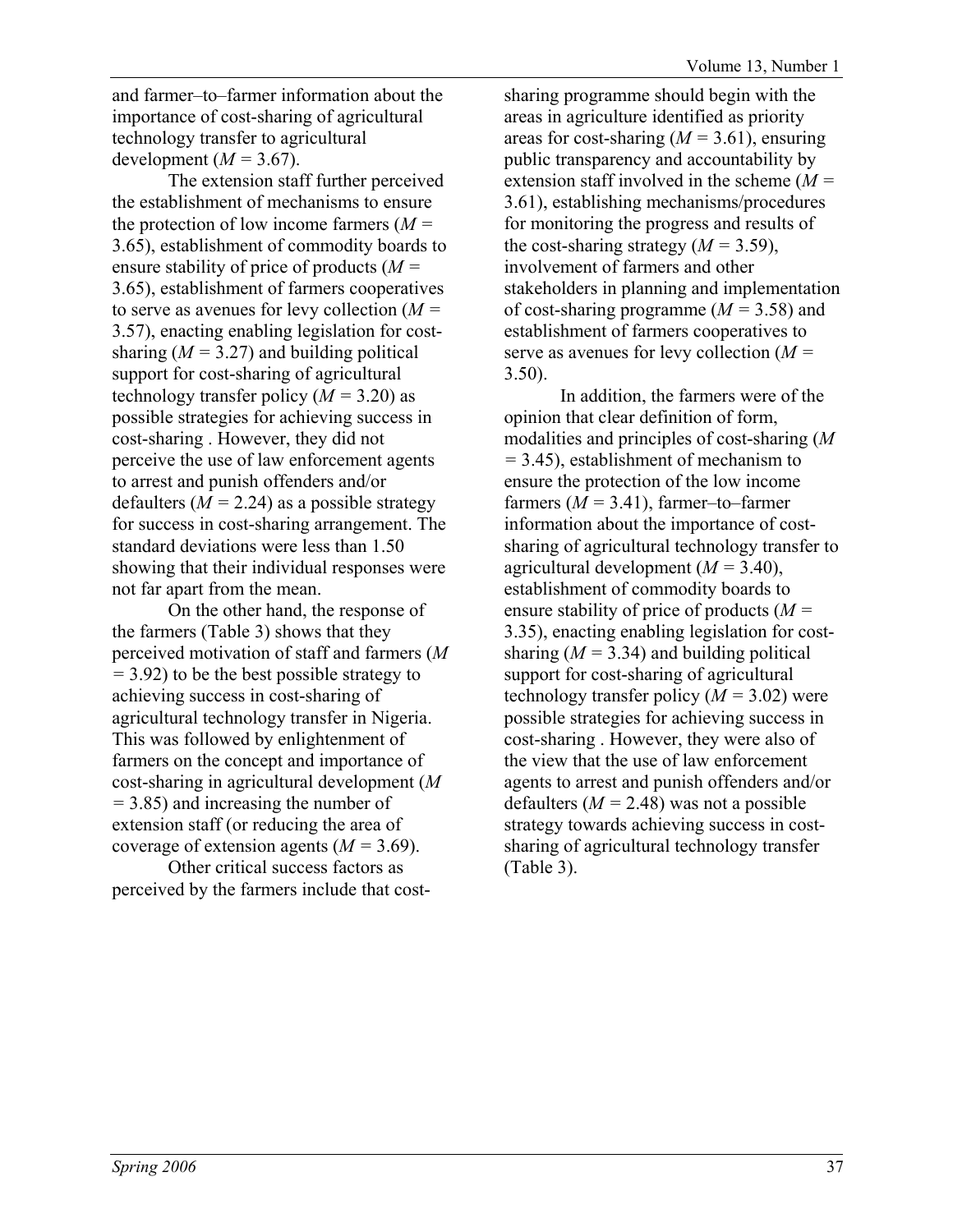and farmer–to–farmer information about the importance of cost-sharing of agricultural technology transfer to agricultural development (*M* = 3.67).

The extension staff further perceived the establishment of mechanisms to ensure the protection of low income farmers (*M* = 3.65), establishment of commodity boards to ensure stability of price of products (*M* = 3.65), establishment of farmers cooperatives to serve as avenues for levy collection (*M* = 3.57), enacting enabling legislation for cost-sharing (*M* = 3.27) and building political support for cost-sharing of agricultural technology transfer policy (*M* = 3.20) as possible strategies for achieving success in cost-sharing . However, they did not perceive the use of law enforcement agents to arrest and punish offenders and/or defaulters (*M* = 2.24) as a possible strategy for success in cost-sharing arrangement. The standard deviations were less than 1.50 showing that their individual responses were not far apart from the mean.

On the other hand, the response of the farmers (Table 3) shows that they perceived motivation of staff and farmers (*M* = 3.92) to be the best possible strategy to achieving success in cost-sharing of agricultural technology transfer in Nigeria. This was followed by enlightenment of farmers on the concept and importance of cost-sharing in agricultural development (*M* = 3.85) and increasing the number of extension staff (or reducing the area of coverage of extension agents (*M* = 3.69).

Other critical success factors as perceived by the farmers include that cost-sharing programme should begin with the areas in agriculture identified as priority areas for cost-sharing (*M* = 3.61), ensuring public transparency and accountability by extension staff involved in the scheme (*M* = 3.61), establishing mechanisms/procedures for monitoring the progress and results of the cost-sharing strategy (*M* = 3.59), involvement of farmers and other stakeholders in planning and implementation of cost-sharing programme (*M* = 3.58) and establishment of farmers cooperatives to serve as avenues for levy collection (*M* = 3.50).

In addition, the farmers were of the opinion that clear definition of form, modalities and principles of cost-sharing (*M* = 3.45), establishment of mechanism to ensure the protection of the low income farmers (*M* = 3.41), farmer–to–farmer information about the importance of cost-sharing of agricultural technology transfer to agricultural development (*M* = 3.40), establishment of commodity boards to ensure stability of price of products (*M* = 3.35), enacting enabling legislation for cost-sharing (*M* = 3.34) and building political support for cost-sharing of agricultural technology transfer policy (*M* = 3.02) were possible strategies for achieving success in cost-sharing . However, they were also of the view that the use of law enforcement agents to arrest and punish offenders and/or defaulters (*M* = 2.48) was not a possible strategy towards achieving success in cost-sharing of agricultural technology transfer (Table 3).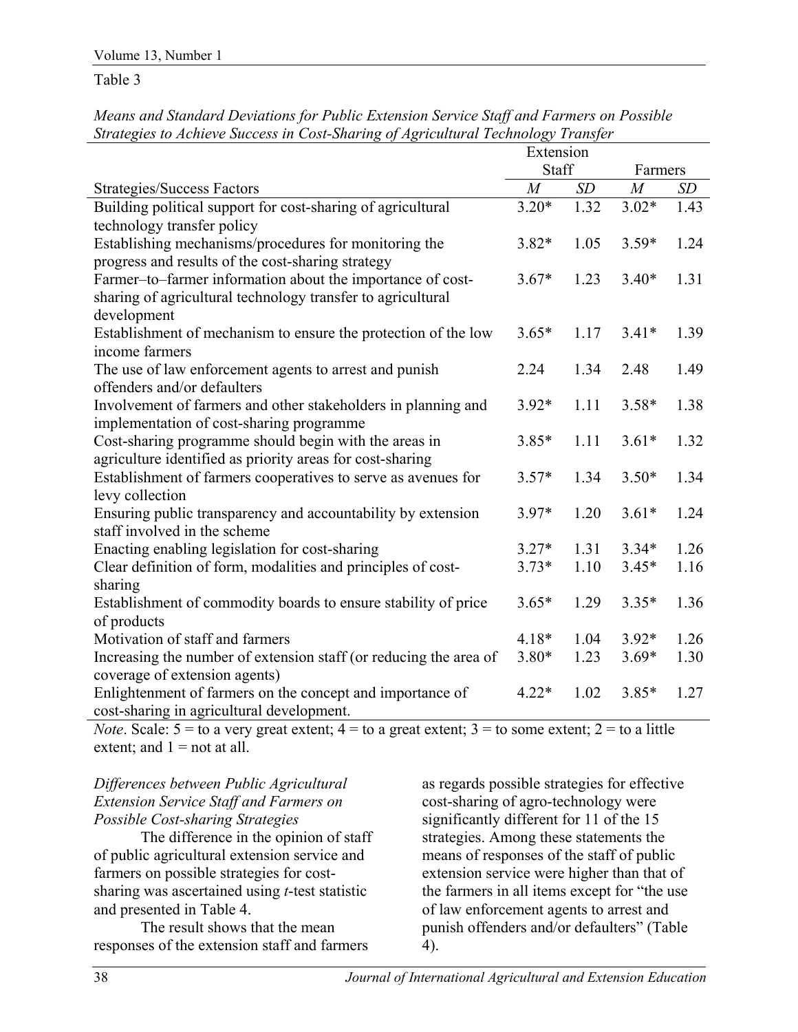Table 3

*Means and Standard Deviations for Public Extension Service Staff and Farmers on Possible Strategies to Achieve Success in Cost-Sharing of Agricultural Technology Transfer*

| | Extension Staff | | Farmers | |
|---|---|---|---|---|
| Strategies/Success Factors | *M* | *SD* | *M* | *SD* |
| Building political support for cost-sharing of agricultural technology transfer policy | 3.20* | 1.32 | 3.02* | 1.43 |
| Establishing mechanisms/procedures for monitoring the progress and results of the cost-sharing strategy | 3.82* | 1.05 | 3.59* | 1.24 |
| Farmer–to–farmer information about the importance of cost-sharing of agricultural technology transfer to agricultural development | 3.67* | 1.23 | 3.40* | 1.31 |
| Establishment of mechanism to ensure the protection of the low income farmers | 3.65* | 1.17 | 3.41* | 1.39 |
| The use of law enforcement agents to arrest and punish offenders and/or defaulters | 2.24 | 1.34 | 2.48 | 1.49 |
| Involvement of farmers and other stakeholders in planning and implementation of cost-sharing programme | 3.92* | 1.11 | 3.58* | 1.38 |
| Cost-sharing programme should begin with the areas in agriculture identified as priority areas for cost-sharing | 3.85* | 1.11 | 3.61* | 1.32 |
| Establishment of farmers cooperatives to serve as avenues for levy collection | 3.57* | 1.34 | 3.50* | 1.34 |
| Ensuring public transparency and accountability by extension staff involved in the scheme | 3.97* | 1.20 | 3.61* | 1.24 |
| Enacting enabling legislation for cost-sharing | 3.27* | 1.31 | 3.34* | 1.26 |
| Clear definition of form, modalities and principles of cost-sharing | 3.73* | 1.10 | 3.45* | 1.16 |
| Establishment of commodity boards to ensure stability of price of products | 3.65* | 1.29 | 3.35* | 1.36 |
| Motivation of staff and farmers | 4.18* | 1.04 | 3.92* | 1.26 |
| Increasing the number of extension staff (or reducing the area of coverage of extension agents) | 3.80* | 1.23 | 3.69* | 1.30 |
| Enlightenment of farmers on the concept and importance of cost-sharing in agricultural development. | 4.22* | 1.02 | 3.85* | 1.27 |

*Note*. Scale: 5 = to a very great extent; 4 = to a great extent; 3 = to some extent; 2 = to a little extent; and 1 = not at all.

*Differences between Public Agricultural Extension Service Staff and Farmers on Possible Cost-sharing Strategies*

The difference in the opinion of staff of public agricultural extension service and farmers on possible strategies for cost-sharing was ascertained using *t*-test statistic and presented in Table 4.

The result shows that the mean responses of the extension staff and farmers as regards possible strategies for effective cost-sharing of agro-technology were significantly different for 11 of the 15 strategies. Among these statements the means of responses of the staff of public extension service were higher than that of the farmers in all items except for "the use of law enforcement agents to arrest and punish offenders and/or defaulters" (Table 4).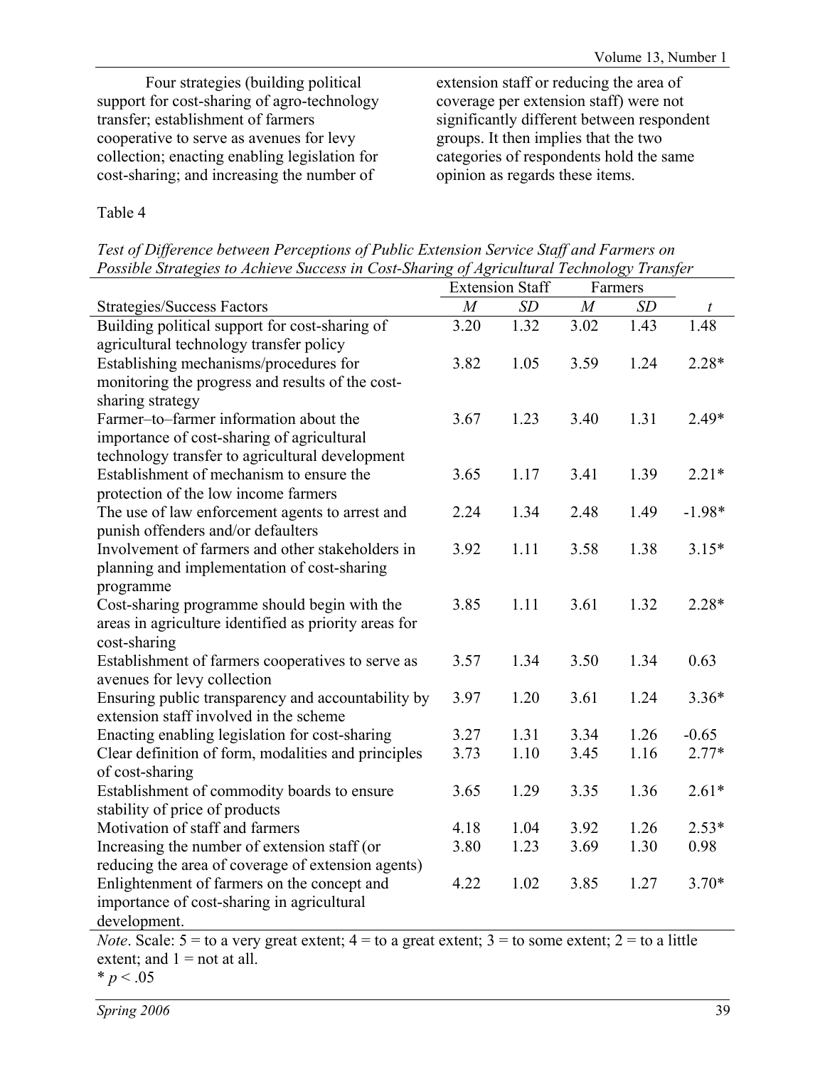Four strategies (building political support for cost-sharing of agro-technology transfer; establishment of farmers cooperative to serve as avenues for levy collection; enacting enabling legislation for cost-sharing; and increasing the number of extension staff or reducing the area of coverage per extension staff) were not significantly different between respondent groups. It then implies that the two categories of respondents hold the same opinion as regards these items.

Table 4

*Test of Difference between Perceptions of Public Extension Service Staff and Farmers on Possible Strategies to Achieve Success in Cost-Sharing of Agricultural Technology Transfer*

| | Extension Staff | | Farmers | | |
|---|---|---|---|---|---|
| Strategies/Success Factors | *M* | *SD* | *M* | *SD* | *t* |
| Building political support for cost-sharing of agricultural technology transfer policy | 3.20 | 1.32 | 3.02 | 1.43 | 1.48 |
| Establishing mechanisms/procedures for monitoring the progress and results of the cost-sharing strategy | 3.82 | 1.05 | 3.59 | 1.24 | 2.28* |
| Farmer–to–farmer information about the importance of cost-sharing of agricultural technology transfer to agricultural development | 3.67 | 1.23 | 3.40 | 1.31 | 2.49* |
| Establishment of mechanism to ensure the protection of the low income farmers | 3.65 | 1.17 | 3.41 | 1.39 | 2.21* |
| The use of law enforcement agents to arrest and punish offenders and/or defaulters | 2.24 | 1.34 | 2.48 | 1.49 | -1.98* |
| Involvement of farmers and other stakeholders in planning and implementation of cost-sharing programme | 3.92 | 1.11 | 3.58 | 1.38 | 3.15* |
| Cost-sharing programme should begin with the areas in agriculture identified as priority areas for cost-sharing | 3.85 | 1.11 | 3.61 | 1.32 | 2.28* |
| Establishment of farmers cooperatives to serve as avenues for levy collection | 3.57 | 1.34 | 3.50 | 1.34 | 0.63 |
| Ensuring public transparency and accountability by extension staff involved in the scheme | 3.97 | 1.20 | 3.61 | 1.24 | 3.36* |
| Enacting enabling legislation for cost-sharing | 3.27 | 1.31 | 3.34 | 1.26 | -0.65 |
| Clear definition of form, modalities and principles of cost-sharing | 3.73 | 1.10 | 3.45 | 1.16 | 2.77* |
| Establishment of commodity boards to ensure stability of price of products | 3.65 | 1.29 | 3.35 | 1.36 | 2.61* |
| Motivation of staff and farmers | 4.18 | 1.04 | 3.92 | 1.26 | 2.53* |
| Increasing the number of extension staff (or reducing the area of coverage of extension agents) | 3.80 | 1.23 | 3.69 | 1.30 | 0.98 |
| Enlightenment of farmers on the concept and importance of cost-sharing in agricultural development. | 4.22 | 1.02 | 3.85 | 1.27 | 3.70* |

*Note*. Scale: 5 = to a very great extent; 4 = to a great extent; 3 = to some extent; 2 = to a little extent; and 1 = not at all.
\* $p < .05$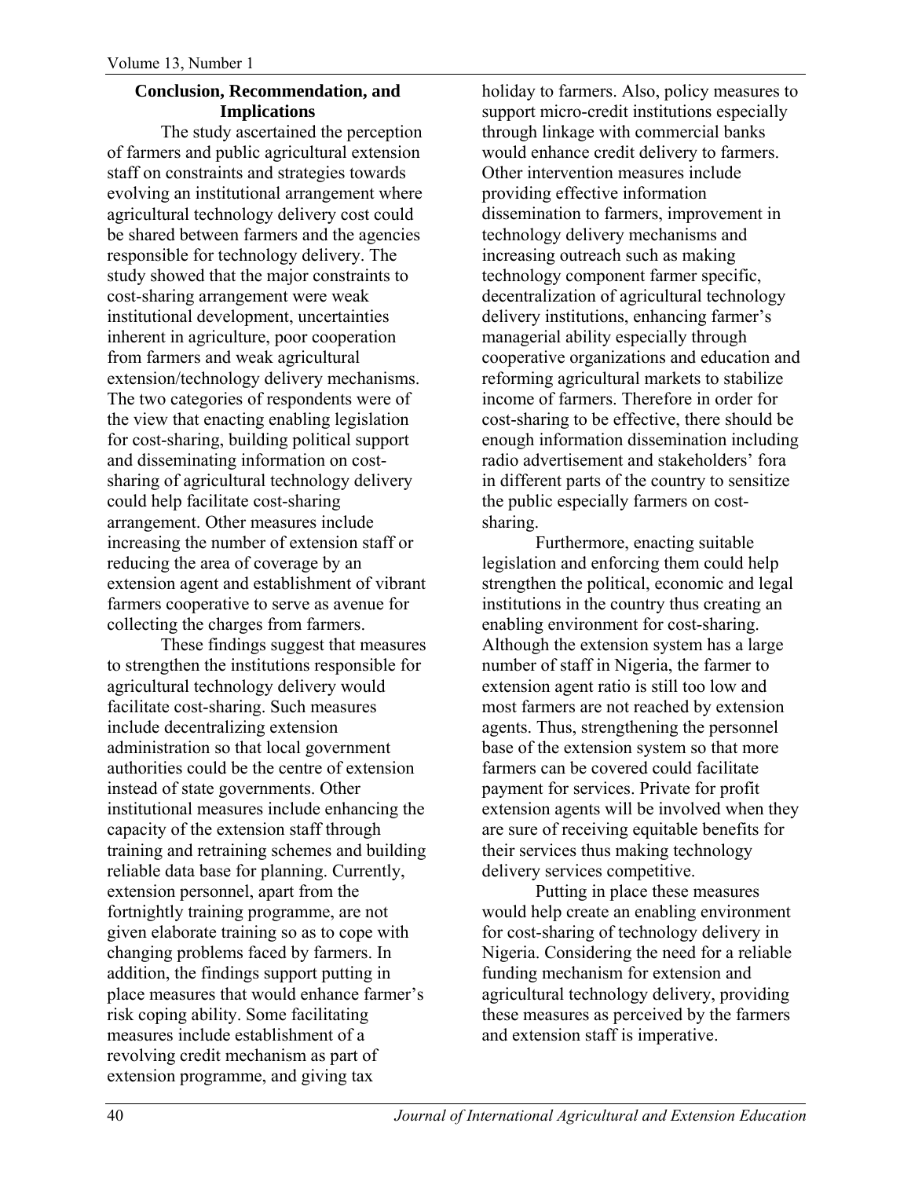## Conclusion, Recommendation, and Implications

The study ascertained the perception of farmers and public agricultural extension staff on constraints and strategies towards evolving an institutional arrangement where agricultural technology delivery cost could be shared between farmers and the agencies responsible for technology delivery. The study showed that the major constraints to cost-sharing arrangement were weak institutional development, uncertainties inherent in agriculture, poor cooperation from farmers and weak agricultural extension/technology delivery mechanisms. The two categories of respondents were of the view that enacting enabling legislation for cost-sharing, building political support and disseminating information on cost-sharing of agricultural technology delivery could help facilitate cost-sharing arrangement. Other measures include increasing the number of extension staff or reducing the area of coverage by an extension agent and establishment of vibrant farmers cooperative to serve as avenue for collecting the charges from farmers.

These findings suggest that measures to strengthen the institutions responsible for agricultural technology delivery would facilitate cost-sharing. Such measures include decentralizing extension administration so that local government authorities could be the centre of extension instead of state governments. Other institutional measures include enhancing the capacity of the extension staff through training and retraining schemes and building reliable data base for planning. Currently, extension personnel, apart from the fortnightly training programme, are not given elaborate training so as to cope with changing problems faced by farmers. In addition, the findings support putting in place measures that would enhance farmer's risk coping ability. Some facilitating measures include establishment of a revolving credit mechanism as part of extension programme, and giving tax holiday to farmers. Also, policy measures to support micro-credit institutions especially through linkage with commercial banks would enhance credit delivery to farmers. Other intervention measures include providing effective information dissemination to farmers, improvement in technology delivery mechanisms and increasing outreach such as making technology component farmer specific, decentralization of agricultural technology delivery institutions, enhancing farmer's managerial ability especially through cooperative organizations and education and reforming agricultural markets to stabilize income of farmers. Therefore in order for cost-sharing to be effective, there should be enough information dissemination including radio advertisement and stakeholders' fora in different parts of the country to sensitize the public especially farmers on cost-sharing.

Furthermore, enacting suitable legislation and enforcing them could help strengthen the political, economic and legal institutions in the country thus creating an enabling environment for cost-sharing. Although the extension system has a large number of staff in Nigeria, the farmer to extension agent ratio is still too low and most farmers are not reached by extension agents. Thus, strengthening the personnel base of the extension system so that more farmers can be covered could facilitate payment for services. Private for profit extension agents will be involved when they are sure of receiving equitable benefits for their services thus making technology delivery services competitive.

Putting in place these measures would help create an enabling environment for cost-sharing of technology delivery in Nigeria. Considering the need for a reliable funding mechanism for extension and agricultural technology delivery, providing these measures as perceived by the farmers and extension staff is imperative.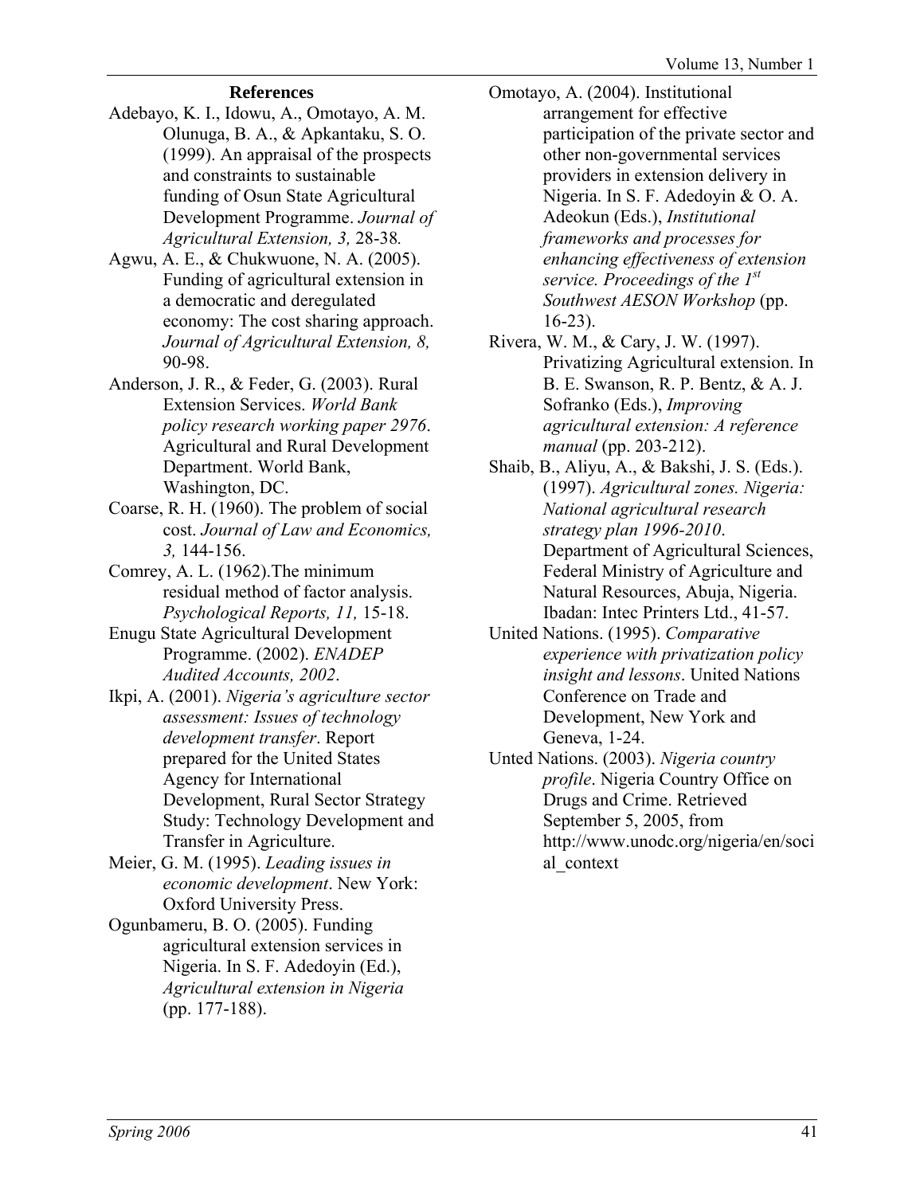## References

Adebayo, K. I., Idowu, A., Omotayo, A. M. Olunuga, B. A., & Apkantaku, S. O. (1999). An appraisal of the prospects and constraints to sustainable funding of Osun State Agricultural Development Programme. *Journal of Agricultural Extension, 3,* 28-38.

Agwu, A. E., & Chukwuone, N. A. (2005). Funding of agricultural extension in a democratic and deregulated economy: The cost sharing approach. *Journal of Agricultural Extension, 8,* 90-98.

Anderson, J. R., & Feder, G. (2003). Rural Extension Services. *World Bank policy research working paper 2976*. Agricultural and Rural Development Department. World Bank, Washington, DC.

Coarse, R. H. (1960). The problem of social cost. *Journal of Law and Economics, 3,* 144-156.

Comrey, A. L. (1962).The minimum residual method of factor analysis. *Psychological Reports, 11,* 15-18.

Enugu State Agricultural Development Programme. (2002). *ENADEP Audited Accounts, 2002*.

Ikpi, A. (2001). *Nigeria's agriculture sector assessment: Issues of technology development transfer*. Report prepared for the United States Agency for International Development, Rural Sector Strategy Study: Technology Development and Transfer in Agriculture.

Meier, G. M. (1995). *Leading issues in economic development*. New York: Oxford University Press.

Ogunbameru, B. O. (2005). Funding agricultural extension services in Nigeria. In S. F. Adedoyin (Ed.), *Agricultural extension in Nigeria* (pp. 177-188).

Omotayo, A. (2004). Institutional arrangement for effective participation of the private sector and other non-governmental services providers in extension delivery in Nigeria. In S. F. Adedoyin & O. A. Adeokun (Eds.), *Institutional frameworks and processes for enhancing effectiveness of extension service. Proceedings of the 1st Southwest AESON Workshop* (pp. 16-23).

Rivera, W. M., & Cary, J. W. (1997). Privatizing Agricultural extension. In B. E. Swanson, R. P. Bentz, & A. J. Sofranko (Eds.), *Improving agricultural extension: A reference manual* (pp. 203-212).

Shaib, B., Aliyu, A., & Bakshi, J. S. (Eds.). (1997). *Agricultural zones. Nigeria: National agricultural research strategy plan 1996-2010*. Department of Agricultural Sciences, Federal Ministry of Agriculture and Natural Resources, Abuja, Nigeria. Ibadan: Intec Printers Ltd., 41-57.

United Nations. (1995). *Comparative experience with privatization policy insight and lessons*. United Nations Conference on Trade and Development, New York and Geneva, 1-24.

Unted Nations. (2003). *Nigeria country profile*. Nigeria Country Office on Drugs and Crime. Retrieved September 5, 2005, from http://www.unodc.org/nigeria/en/social_context